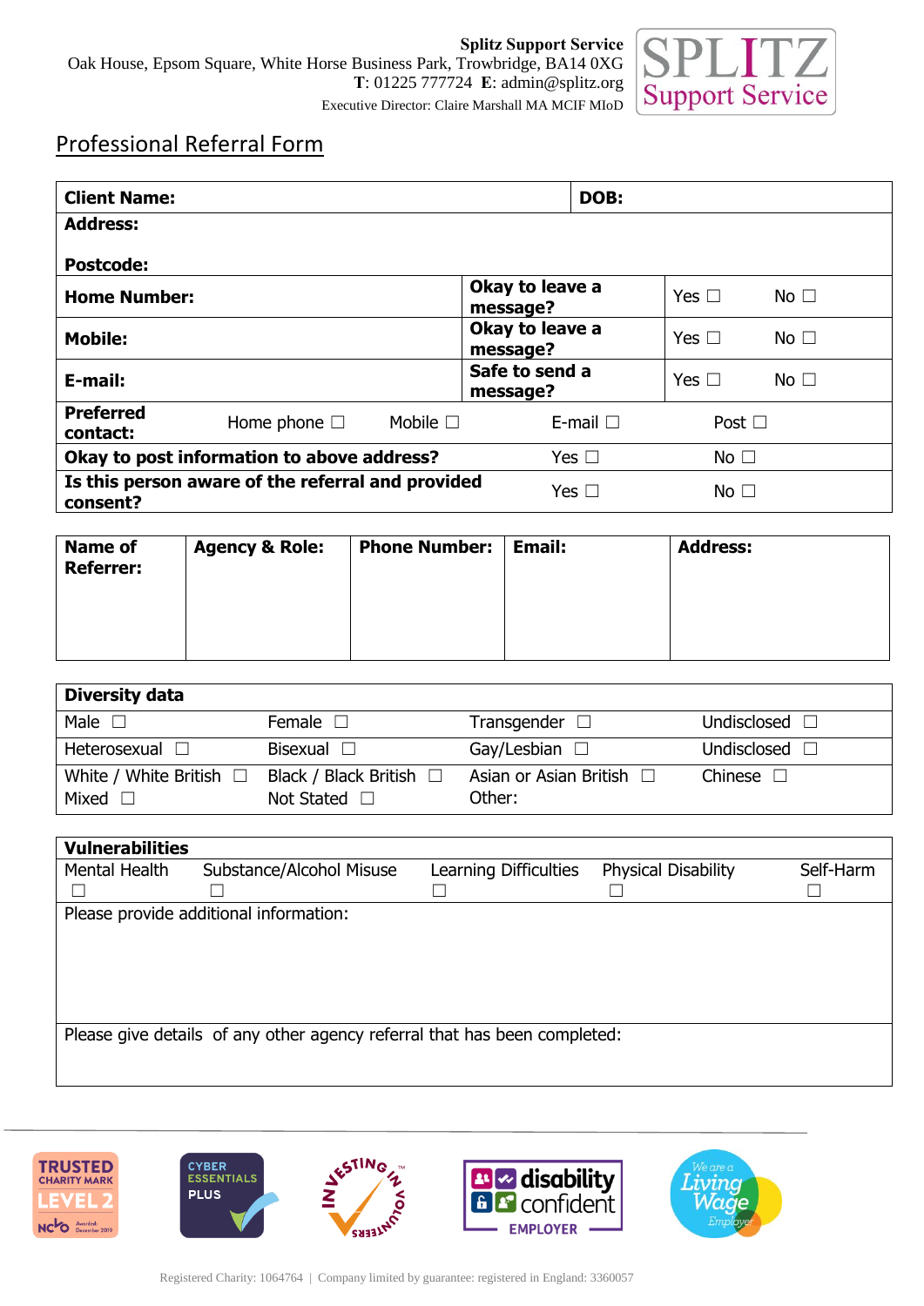**Splitz Support Service**
Oak House, Epsom Square, White Horse Business Park, Trowbridge, BA14 0XG
**T**: 01225 777724 **E**: admin@splitz.org
Executive Director: Claire Marshall MA MCIF MIoD

SPLITZ Support Service

# Professional Referral Form

| **Client Name:** | | | **DOB:** | |
|---|---|---|---|---|
| **Address:**<br><br>**Postcode:** | | | | |
| **Home Number:** | | **Okay to leave a message?** | Yes ☐ | No ☐ |
| **Mobile:** | | **Okay to leave a message?** | Yes ☐ | No ☐ |
| **E-mail:** | | **Safe to send a message?** | Yes ☐ | No ☐ |
| **Preferred contact:** | Home phone ☐ | Mobile ☐ | E-mail ☐ | Post ☐ |
| **Okay to post information to above address?** | | | Yes ☐ | No ☐ |
| **Is this person aware of the referral and provided consent?** | | | Yes ☐ | No ☐ |

| **Name of Referrer:** | **Agency & Role:** | **Phone Number:** | **Email:** | **Address:** |
|---|---|---|---|---|
| | | | | |

| **Diversity data** | | | |
|---|---|---|---|
| Male ☐ | Female ☐ | Transgender ☐ | Undisclosed ☐ |
| Heterosexual ☐ | Bisexual ☐ | Gay/Lesbian ☐ | Undisclosed ☐ |
| White / White British ☐<br>Mixed ☐ | Black / Black British ☐<br>Not Stated ☐ | Asian or Asian British ☐<br>Other: | Chinese ☐ |

| **Vulnerabilities** | | | | |
|---|---|---|---|---|
| Mental Health ☐ | Substance/Alcohol Misuse ☐ | Learning Difficulties ☐ | Physical Disability ☐ | Self-Harm ☐ |
| Please provide additional information: | | | | |
| Please give details of any other agency referral that has been completed: | | | | |

TRUSTED CHARITY MARK LEVEL 2 | CYBER ESSENTIALS PLUS | INVESTING IN VOLUNTEERS | disability confident EMPLOYER | We are a Living Wage Employer

Registered Charity: 1064764 | Company limited by guarantee: registered in England: 3360057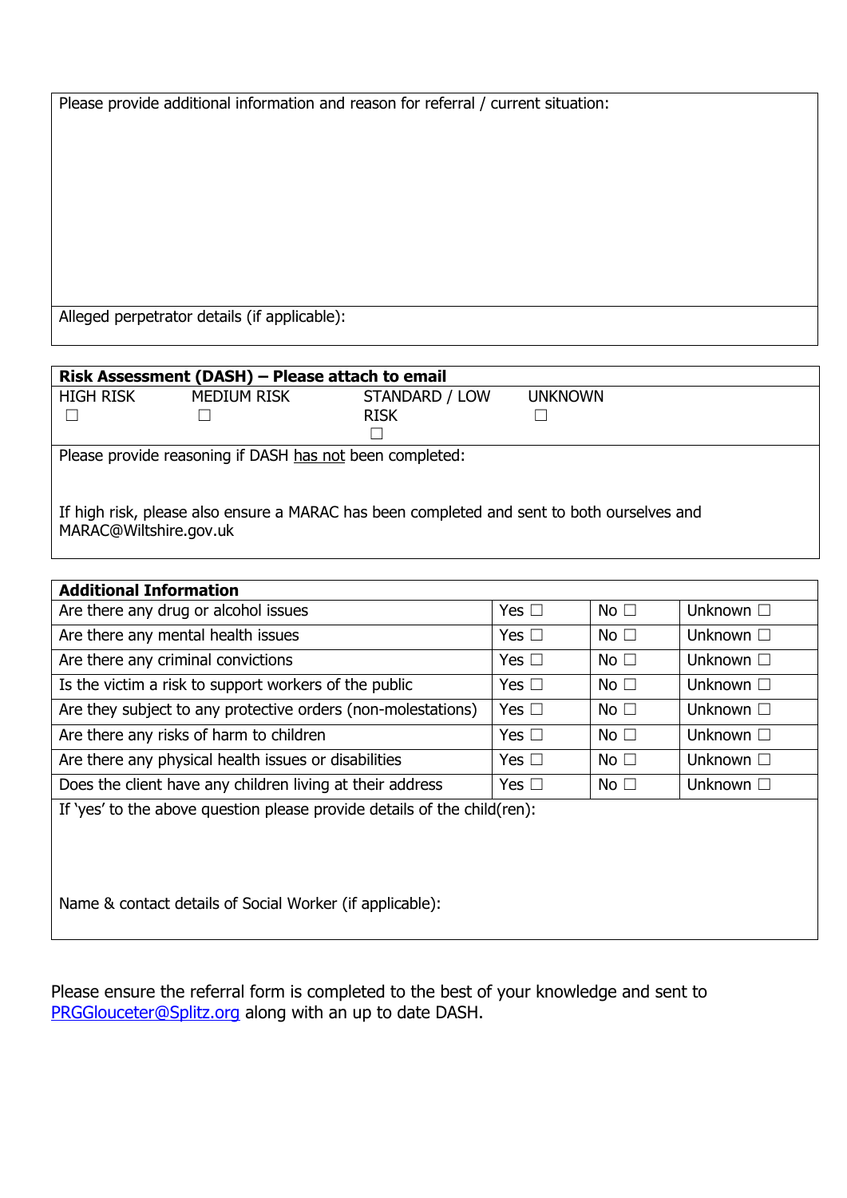Please provide additional information and reason for referral / current situation:

Alleged perpetrator details (if applicable):

| **Risk Assessment (DASH) – Please attach to email** | | | |
|---|---|---|---|
| HIGH RISK ☐ | MEDIUM RISK ☐ | STANDARD / LOW RISK ☐ | UNKNOWN ☐ |

Please provide reasoning if DASH has not been completed:

If high risk, please also ensure a MARAC has been completed and sent to both ourselves and MARAC@Wiltshire.gov.uk

| **Additional Information** | | | |
|---|---|---|---|
| Are there any drug or alcohol issues | Yes ☐ | No ☐ | Unknown ☐ |
| Are there any mental health issues | Yes ☐ | No ☐ | Unknown ☐ |
| Are there any criminal convictions | Yes ☐ | No ☐ | Unknown ☐ |
| Is the victim a risk to support workers of the public | Yes ☐ | No ☐ | Unknown ☐ |
| Are they subject to any protective orders (non-molestations) | Yes ☐ | No ☐ | Unknown ☐ |
| Are there any risks of harm to children | Yes ☐ | No ☐ | Unknown ☐ |
| Are there any physical health issues or disabilities | Yes ☐ | No ☐ | Unknown ☐ |
| Does the client have any children living at their address | Yes ☐ | No ☐ | Unknown ☐ |

If 'yes' to the above question please provide details of the child(ren):

Name & contact details of Social Worker (if applicable):

Please ensure the referral form is completed to the best of your knowledge and sent to PRGGlouceter@Splitz.org along with an up to date DASH.